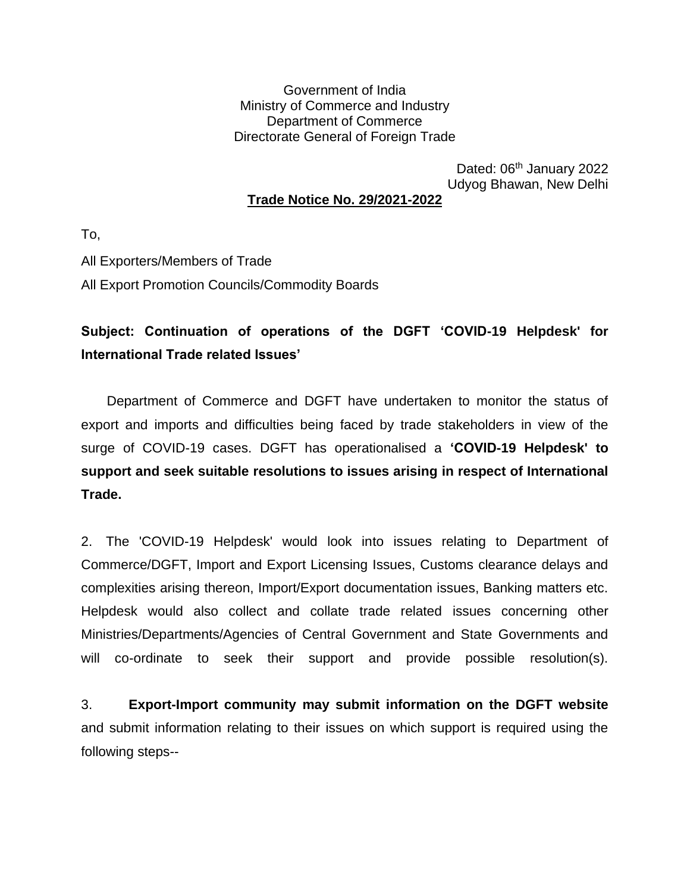Government of India
Ministry of Commerce and Industry
Department of Commerce
Directorate General of Foreign Trade

Dated: 06th January 2022
Udyog Bhawan, New Delhi

**Trade Notice No. 29/2021-2022**

To,

All Exporters/Members of Trade

All Export Promotion Councils/Commodity Boards

**Subject: Continuation of operations of the DGFT 'COVID-19 Helpdesk' for International Trade related Issues'**

Department of Commerce and DGFT have undertaken to monitor the status of export and imports and difficulties being faced by trade stakeholders in view of the surge of COVID-19 cases. DGFT has operationalised a **'COVID-19 Helpdesk' to support and seek suitable resolutions to issues arising in respect of International Trade.**

2. The 'COVID-19 Helpdesk' would look into issues relating to Department of Commerce/DGFT, Import and Export Licensing Issues, Customs clearance delays and complexities arising thereon, Import/Export documentation issues, Banking matters etc. Helpdesk would also collect and collate trade related issues concerning other Ministries/Departments/Agencies of Central Government and State Governments and will co-ordinate to seek their support and provide possible resolution(s).

3. **Export-Import community may submit information on the DGFT website** and submit information relating to their issues on which support is required using the following steps--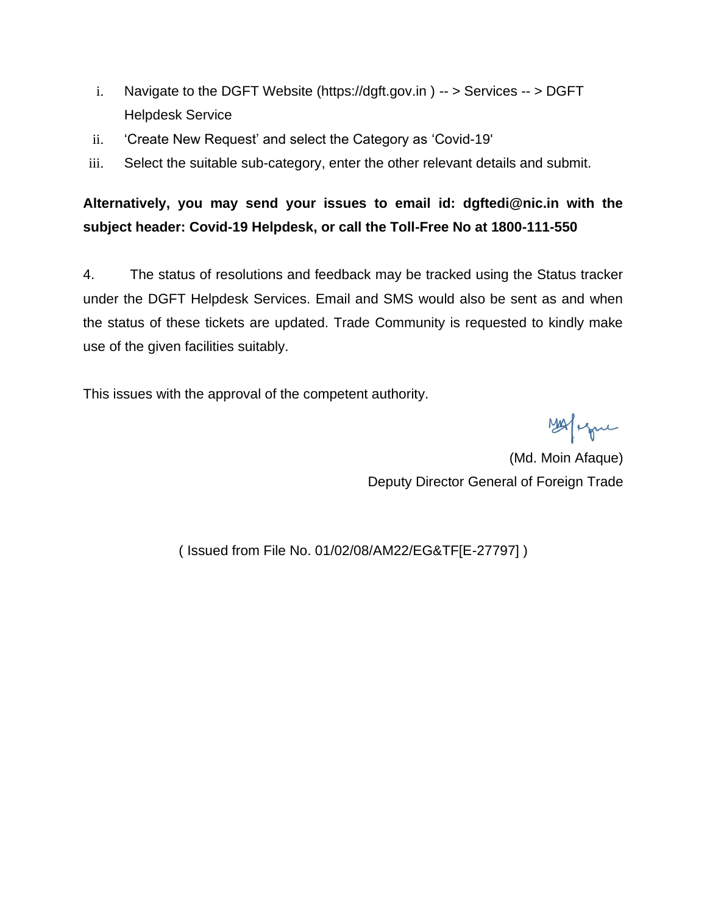i. Navigate to the DGFT Website (https://dgft.gov.in ) -- > Services -- > DGFT Helpdesk Service
ii. 'Create New Request' and select the Category as 'Covid-19'
iii. Select the suitable sub-category, enter the other relevant details and submit.

**Alternatively, you may send your issues to email id: dgftedi@nic.in with the subject header: Covid-19 Helpdesk, or call the Toll-Free No at 1800-111-550**

4. The status of resolutions and feedback may be tracked using the Status tracker under the DGFT Helpdesk Services. Email and SMS would also be sent as and when the status of these tickets are updated. Trade Community is requested to kindly make use of the given facilities suitably.

This issues with the approval of the competent authority.

(Md. Moin Afaque)
Deputy Director General of Foreign Trade

( Issued from File No. 01/02/08/AM22/EG&TF[E-27797] )